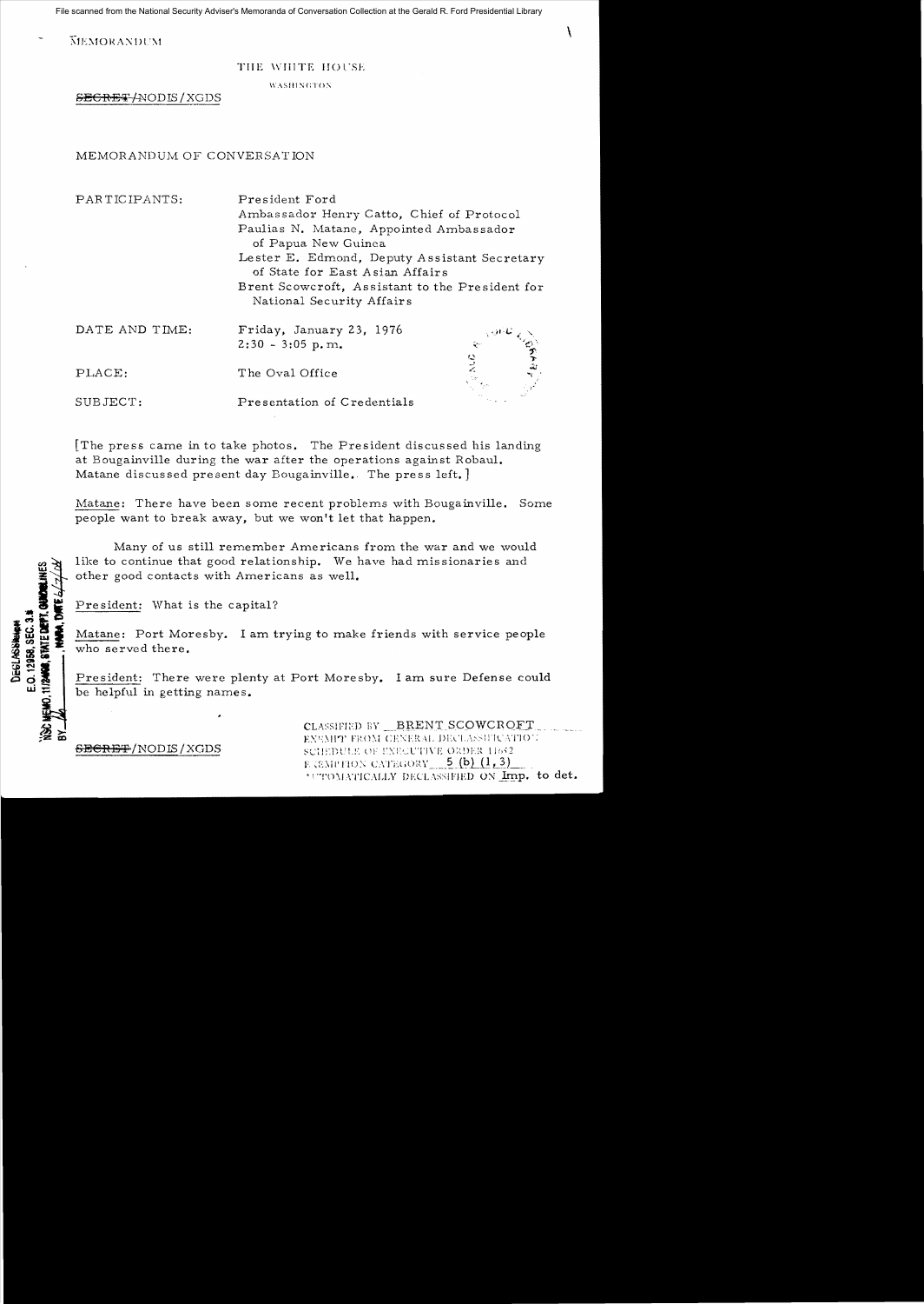File scanned from the National Security Adviser's Memoranda of Conversation Collection at the Gerald R. Ford Presidential Library

MEMORANDUM

THE WHITE HOUSE

WASHINGTON

~~SECRET~~/NODIS/XGDS

MEMORANDUM OF CONVERSATION

| | |
|---|---|
| PARTICIPANTS: | President Ford<br>Ambassador Henry Catto, Chief of Protocol<br>Paulias N. Matane, Appointed Ambassador of Papua New Guinea<br>Lester E. Edmond, Deputy Assistant Secretary of State for East Asian Affairs<br>Brent Scowcroft, Assistant to the President for National Security Affairs |
| DATE AND TIME: | Friday, January 23, 1976<br>2:30 - 3:05 p.m. |
| PLACE: | The Oval Office |
| SUBJECT: | Presentation of Credentials |

[The press came in to take photos. The President discussed his landing at Bougainville during the war after the operations against Robaul. Matane discussed present day Bougainville. The press left.]

Matane: There have been some recent problems with Bougainville. Some people want to break away, but we won't let that happen.

Many of us still remember Americans from the war and we would like to continue that good relationship. We have had missionaries and other good contacts with Americans as well.

President: What is the capital?

Matane: Port Moresby. I am trying to make friends with service people who served there.

President: There were plenty at Port Moresby. I am sure Defense could be helpful in getting names.

DECLASSIFIED
E.O. 12958, SEC. 3.5
NSC MEMO, 11/24/98, STATE DEPT. GUIDELINES
BY ___, NARA, DATE 6/7/04

~~SECRET~~/NODIS/XGDS

CLASSIFIED BY BRENT SCOWCROFT
EXEMPT FROM GENERAL DECLASSIFICATION
SCHEDULE OF EXECUTIVE ORDER 11652
EXEMPTION CATEGORY 5 (b) (1, 3)
AUTOMATICALLY DECLASSIFIED ON Imp. to det.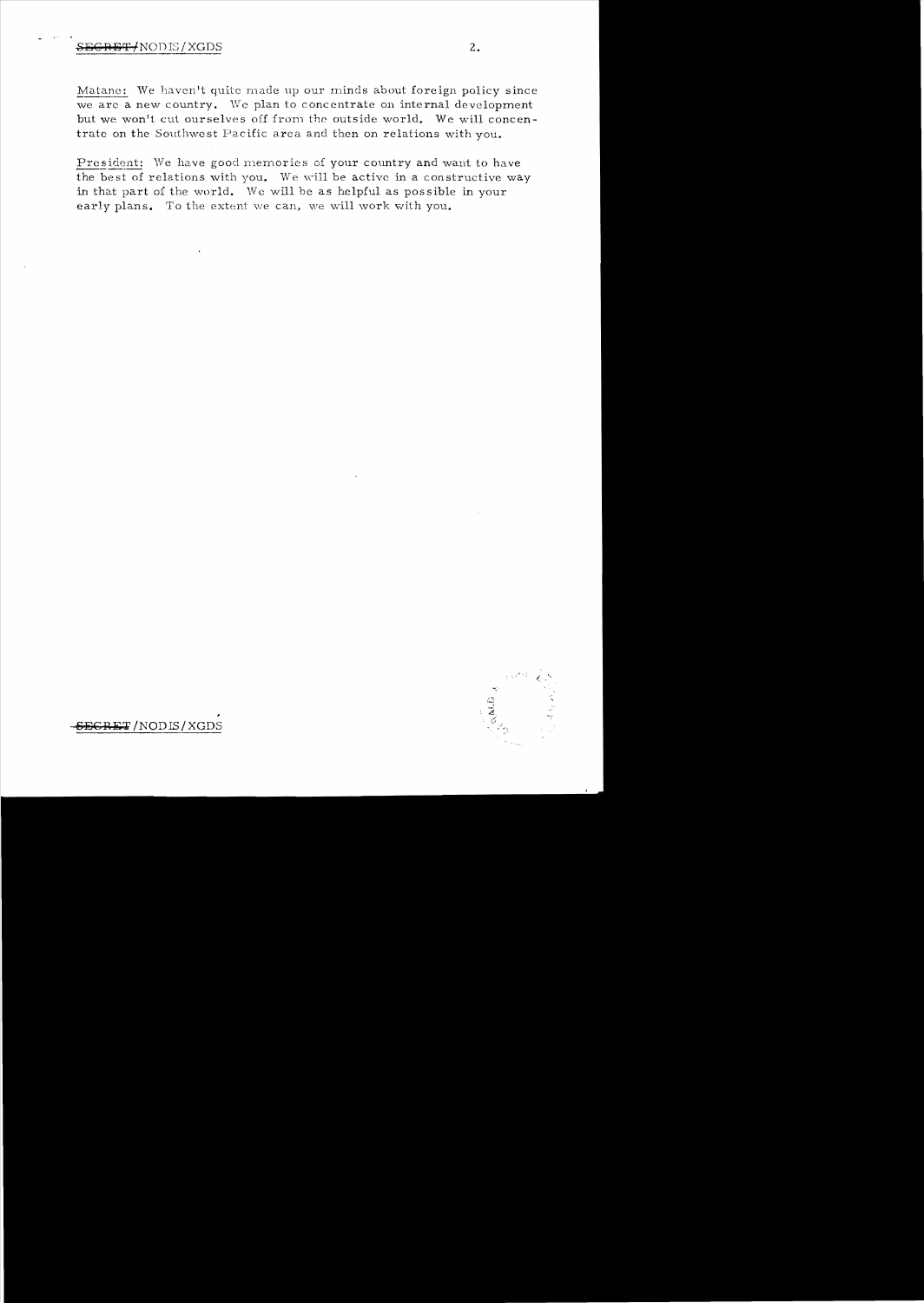Matane: We haven't quite made up our minds about foreign policy since we are a new country. We plan to concentrate on internal development but we won't cut ourselves off from the outside world. We will concentrate on the Southwest Pacific area and then on relations with you.

President: We have good memories of your country and want to have the best of relations with you. We will be active in a constructive way in that part of the world. We will be as helpful as possible in your early plans. To the extent we can, we will work with you.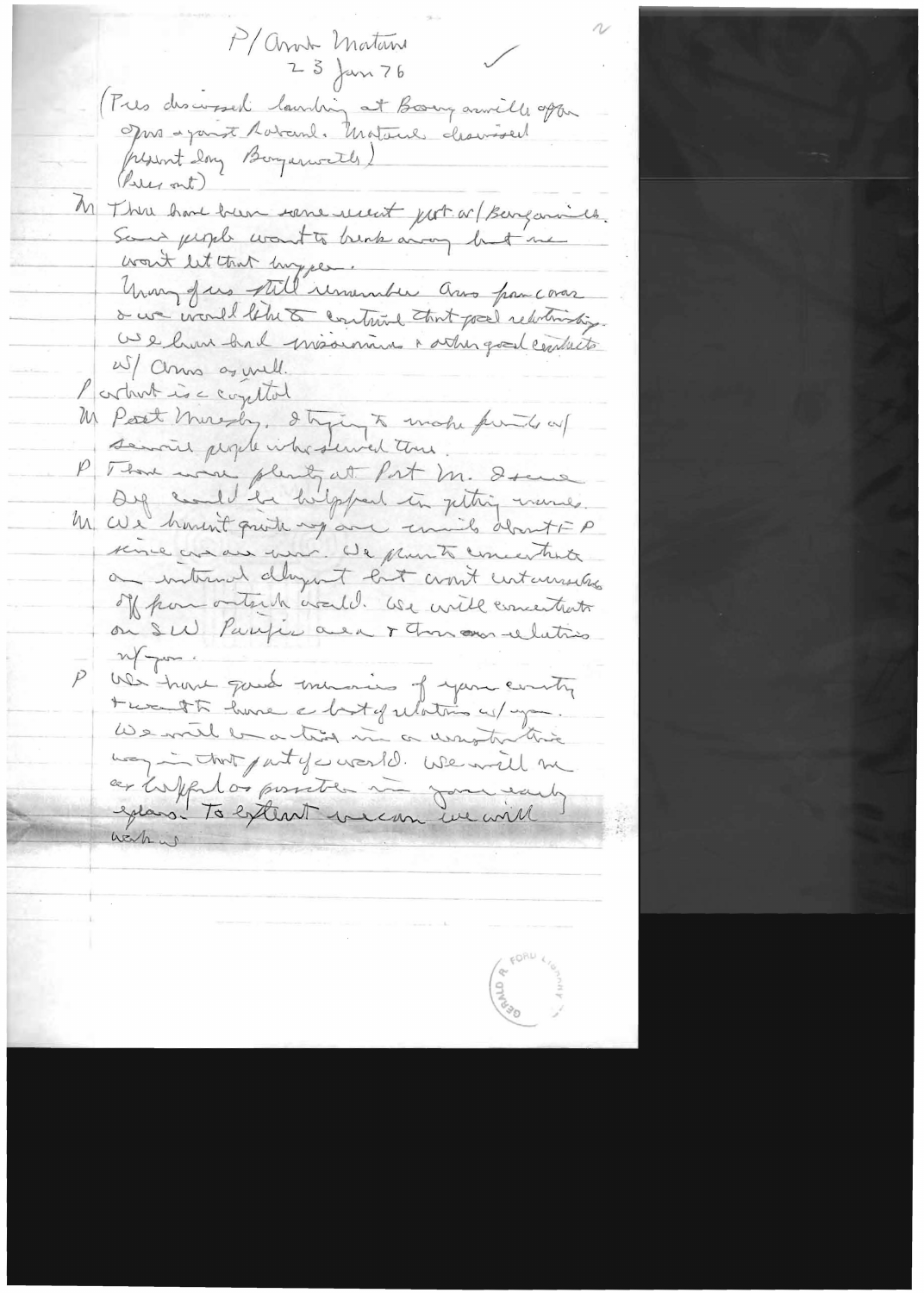P/Amb Matane
23 Jan 76

(Pres discussed landing at Bougainville after ops against Rabaul. Matane discussed present day Bougainville)
(Press out)

M There have been some recent prob w/ Bougainville. Some people want to break away but we won't let that happen.
Many of us still remember Ams from war & we would like to continue that good relationship. We have had missionaries & other good contacts w/ Ams as well.

P What is capital

M Port Moresby. I trying to make friends w/ several people who served there.

P There were plenty at Port M. I sure Dof could be helpful in getting names.

M We haven't gotten any emails about FP since we are new. We plan to concentrate on internal dev't but won't cut ourselves off from outside world. We will concentrate on SW Pacific area & then our relations w/ you.

P We have good memories of your country & want to have a lot of relations w/ you. We will be active in a constructive way in that part of world. We will be as helpful as possible in your early years. To extent we can we will work w/